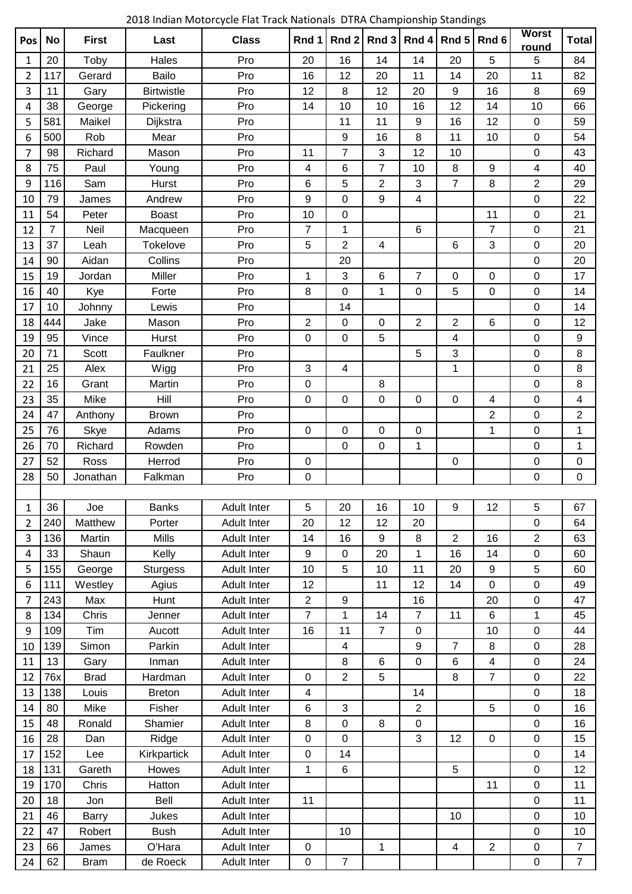# 2018 Indian Motorcycle Flat Track Nationals DTRA Championship Standings

| Pos | No | First | Last | Class | Rnd 1 | Rnd 2 | Rnd 3 | Rnd 4 | Rnd 5 | Rnd 6 | Worst round | Total |
|---|---|---|---|---|---|---|---|---|---|---|---|---|
| 1 | 20 | Toby | Hales | Pro | 20 | 16 | 14 | 14 | 20 | 5 | 5 | 84 |
| 2 | 117 | Gerard | Bailo | Pro | 16 | 12 | 20 | 11 | 14 | 20 | 11 | 82 |
| 3 | 11 | Gary | Birtwistle | Pro | 12 | 8 | 12 | 20 | 9 | 16 | 8 | 69 |
| 4 | 38 | George | Pickering | Pro | 14 | 10 | 10 | 16 | 12 | 14 | 10 | 66 |
| 5 | 581 | Maikel | Dijkstra | Pro | | 11 | 11 | 9 | 16 | 12 | 0 | 59 |
| 6 | 500 | Rob | Mear | Pro | | 9 | 16 | 8 | 11 | 10 | 0 | 54 |
| 7 | 98 | Richard | Mason | Pro | 11 | 7 | 3 | 12 | 10 | | 0 | 43 |
| 8 | 75 | Paul | Young | Pro | 4 | 6 | 7 | 10 | 8 | 9 | 4 | 40 |
| 9 | 116 | Sam | Hurst | Pro | 6 | 5 | 2 | 3 | 7 | 8 | 2 | 29 |
| 10 | 79 | James | Andrew | Pro | 9 | 0 | 9 | 4 | | | 0 | 22 |
| 11 | 54 | Peter | Boast | Pro | 10 | 0 | | | | 11 | 0 | 21 |
| 12 | 7 | Neil | Macqueen | Pro | 7 | 1 | | 6 | | 7 | 0 | 21 |
| 13 | 37 | Leah | Tokelove | Pro | 5 | 2 | 4 | | 6 | 3 | 0 | 20 |
| 14 | 90 | Aidan | Collins | Pro | | 20 | | | | | 0 | 20 |
| 15 | 19 | Jordan | Miller | Pro | 1 | 3 | 6 | 7 | 0 | 0 | 0 | 17 |
| 16 | 40 | Kye | Forte | Pro | 8 | 0 | 1 | 0 | 5 | 0 | 0 | 14 |
| 17 | 10 | Johnny | Lewis | Pro | | 14 | | | | | 0 | 14 |
| 18 | 444 | Jake | Mason | Pro | 2 | 0 | 0 | 2 | 2 | 6 | 0 | 12 |
| 19 | 95 | Vince | Hurst | Pro | 0 | 0 | 5 | | 4 | | 0 | 9 |
| 20 | 71 | Scott | Faulkner | Pro | | | | 5 | 3 | | 0 | 8 |
| 21 | 25 | Alex | Wigg | Pro | 3 | 4 | | | 1 | | 0 | 8 |
| 22 | 16 | Grant | Martin | Pro | 0 | | 8 | | | | 0 | 8 |
| 23 | 35 | Mike | Hill | Pro | 0 | 0 | 0 | 0 | 0 | 4 | 0 | 4 |
| 24 | 47 | Anthony | Brown | Pro | | | | | | 2 | 0 | 2 |
| 25 | 76 | Skye | Adams | Pro | 0 | 0 | 0 | 0 | | 1 | 0 | 1 |
| 26 | 70 | Richard | Rowden | Pro | | 0 | 0 | 1 | | | 0 | 1 |
| 27 | 52 | Ross | Herrod | Pro | 0 | | | | 0 | | 0 | 0 |
| 28 | 50 | Jonathan | Falkman | Pro | 0 | | | | | | 0 | 0 |
| | | | | | | | | | | | | |
| 1 | 36 | Joe | Banks | Adult Inter | 5 | 20 | 16 | 10 | 9 | 12 | 5 | 67 |
| 2 | 240 | Matthew | Porter | Adult Inter | 20 | 12 | 12 | 20 | | | 0 | 64 |
| 3 | 136 | Martin | Mills | Adult Inter | 14 | 16 | 9 | 8 | 2 | 16 | 2 | 63 |
| 4 | 33 | Shaun | Kelly | Adult Inter | 9 | 0 | 20 | 1 | 16 | 14 | 0 | 60 |
| 5 | 155 | George | Sturgess | Adult Inter | 10 | 5 | 10 | 11 | 20 | 9 | 5 | 60 |
| 6 | 111 | Westley | Agius | Adult Inter | 12 | | 11 | 12 | 14 | 0 | 0 | 49 |
| 7 | 243 | Max | Hunt | Adult Inter | 2 | 9 | | 16 | | 20 | 0 | 47 |
| 8 | 134 | Chris | Jenner | Adult Inter | 7 | 1 | 14 | 7 | 11 | 6 | 1 | 45 |
| 9 | 109 | Tim | Aucott | Adult Inter | 16 | 11 | 7 | 0 | | 10 | 0 | 44 |
| 10 | 139 | Simon | Parkin | Adult Inter | | 4 | | 9 | 7 | 8 | 0 | 28 |
| 11 | 13 | Gary | Inman | Adult Inter | | 8 | 6 | 0 | 6 | 4 | 0 | 24 |
| 12 | 76x | Brad | Hardman | Adult Inter | 0 | 2 | 5 | | 8 | 7 | 0 | 22 |
| 13 | 138 | Louis | Breton | Adult Inter | 4 | | | 14 | | | 0 | 18 |
| 14 | 80 | Mike | Fisher | Adult Inter | 6 | 3 | | 2 | | 5 | 0 | 16 |
| 15 | 48 | Ronald | Shamier | Adult Inter | 8 | 0 | 8 | 0 | | | 0 | 16 |
| 16 | 28 | Dan | Ridge | Adult Inter | 0 | 0 | | 3 | 12 | 0 | 0 | 15 |
| 17 | 152 | Lee | Kirkpartick | Adult Inter | 0 | 14 | | | | | 0 | 14 |
| 18 | 131 | Gareth | Howes | Adult Inter | 1 | 6 | | | 5 | | 0 | 12 |
| 19 | 170 | Chris | Hatton | Adult Inter | | | | | | 11 | 0 | 11 |
| 20 | 18 | Jon | Bell | Adult Inter | 11 | | | | | | 0 | 11 |
| 21 | 46 | Barry | Jukes | Adult Inter | | | | | 10 | | 0 | 10 |
| 22 | 47 | Robert | Bush | Adult Inter | | 10 | | | | | 0 | 10 |
| 23 | 66 | James | O'Hara | Adult Inter | 0 | | 1 | | 4 | 2 | 0 | 7 |
| 24 | 62 | Bram | de Roeck | Adult Inter | 0 | 7 | | | | | 0 | 7 |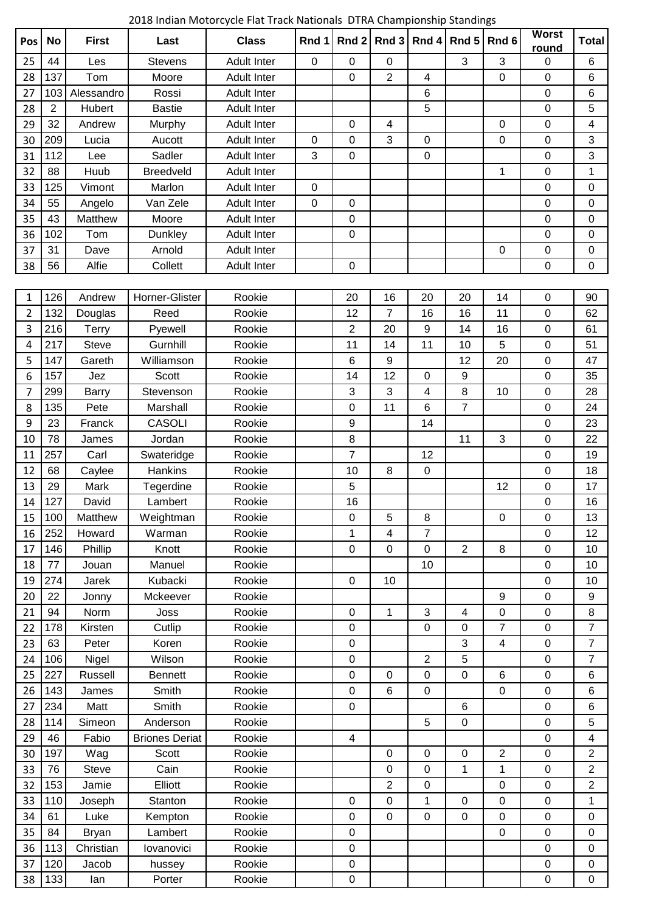2018 Indian Motorcycle Flat Track Nationals DTRA Championship Standings

| Pos | No | First | Last | Class | Rnd 1 | Rnd 2 | Rnd 3 | Rnd 4 | Rnd 5 | Rnd 6 | Worst round | Total |
|---|---|---|---|---|---|---|---|---|---|---|---|---|
| 25 | 44 | Les | Stevens | Adult Inter | 0 | 0 | 0 | | 3 | 3 | 0 | 6 |
| 28 | 137 | Tom | Moore | Adult Inter | | 0 | 2 | 4 | | 0 | 0 | 6 |
| 27 | 103 | Alessandro | Rossi | Adult Inter | | | | 6 | | | 0 | 6 |
| 28 | 2 | Hubert | Bastie | Adult Inter | | | | 5 | | | 0 | 5 |
| 29 | 32 | Andrew | Murphy | Adult Inter | | 0 | 4 | | | 0 | 0 | 4 |
| 30 | 209 | Lucia | Aucott | Adult Inter | 0 | 0 | 3 | 0 | | 0 | 0 | 3 |
| 31 | 112 | Lee | Sadler | Adult Inter | 3 | 0 | | 0 | | | 0 | 3 |
| 32 | 88 | Huub | Breedveld | Adult Inter | | | | | | 1 | 0 | 1 |
| 33 | 125 | Vimont | Marlon | Adult Inter | 0 | | | | | | 0 | 0 |
| 34 | 55 | Angelo | Van Zele | Adult Inter | 0 | 0 | | | | | 0 | 0 |
| 35 | 43 | Matthew | Moore | Adult Inter | | 0 | | | | | 0 | 0 |
| 36 | 102 | Tom | Dunkley | Adult Inter | | 0 | | | | | 0 | 0 |
| 37 | 31 | Dave | Arnold | Adult Inter | | | | | | 0 | 0 | 0 |
| 38 | 56 | Alfie | Collett | Adult Inter | | 0 | | | | | 0 | 0 |

| Pos | No | First | Last | Class | Rnd 1 | Rnd 2 | Rnd 3 | Rnd 4 | Rnd 5 | Rnd 6 | Worst round | Total |
|---|---|---|---|---|---|---|---|---|---|---|---|---|
| 1 | 126 | Andrew | Horner-Glister | Rookie | | 20 | 16 | 20 | 20 | 14 | 0 | 90 |
| 2 | 132 | Douglas | Reed | Rookie | | 12 | 7 | 16 | 16 | 11 | 0 | 62 |
| 3 | 216 | Terry | Pyewell | Rookie | | 2 | 20 | 9 | 14 | 16 | 0 | 61 |
| 4 | 217 | Steve | Gurnhill | Rookie | | 11 | 14 | 11 | 10 | 5 | 0 | 51 |
| 5 | 147 | Gareth | Williamson | Rookie | | 6 | 9 | | 12 | 20 | 0 | 47 |
| 6 | 157 | Jez | Scott | Rookie | | 14 | 12 | 0 | 9 | | 0 | 35 |
| 7 | 299 | Barry | Stevenson | Rookie | | 3 | 3 | 4 | 8 | 10 | 0 | 28 |
| 8 | 135 | Pete | Marshall | Rookie | | 0 | 11 | 6 | 7 | | 0 | 24 |
| 9 | 23 | Franck | CASOLI | Rookie | | 9 | | 14 | | | 0 | 23 |
| 10 | 78 | James | Jordan | Rookie | | 8 | | | 11 | 3 | 0 | 22 |
| 11 | 257 | Carl | Swateridge | Rookie | | 7 | | 12 | | | 0 | 19 |
| 12 | 68 | Caylee | Hankins | Rookie | | 10 | 8 | 0 | | | 0 | 18 |
| 13 | 29 | Mark | Tegerdine | Rookie | | 5 | | | | 12 | 0 | 17 |
| 14 | 127 | David | Lambert | Rookie | | 16 | | | | | 0 | 16 |
| 15 | 100 | Matthew | Weightman | Rookie | | 0 | 5 | 8 | | 0 | 0 | 13 |
| 16 | 252 | Howard | Warman | Rookie | | 1 | 4 | 7 | | | 0 | 12 |
| 17 | 146 | Phillip | Knott | Rookie | | 0 | 0 | 0 | 2 | 8 | 0 | 10 |
| 18 | 77 | Jouan | Manuel | Rookie | | | | 10 | | | 0 | 10 |
| 19 | 274 | Jarek | Kubacki | Rookie | | 0 | 10 | | | | 0 | 10 |
| 20 | 22 | Jonny | Mckeever | Rookie | | | | | | 9 | 0 | 9 |
| 21 | 94 | Norm | Joss | Rookie | | 0 | 1 | 3 | 4 | 0 | 0 | 8 |
| 22 | 178 | Kirsten | Cutlip | Rookie | | 0 | | 0 | 0 | 7 | 0 | 7 |
| 23 | 63 | Peter | Koren | Rookie | | 0 | | | 3 | 4 | 0 | 7 |
| 24 | 106 | Nigel | Wilson | Rookie | | 0 | | 2 | 5 | | 0 | 7 |
| 25 | 227 | Russell | Bennett | Rookie | | 0 | 0 | 0 | 0 | 6 | 0 | 6 |
| 26 | 143 | James | Smith | Rookie | | 0 | 6 | 0 | | 0 | 0 | 6 |
| 27 | 234 | Matt | Smith | Rookie | | 0 | | | 6 | | 0 | 6 |
| 28 | 114 | Simeon | Anderson | Rookie | | | | 5 | 0 | | 0 | 5 |
| 29 | 46 | Fabio | Briones Deriat | Rookie | | 4 | | | | | 0 | 4 |
| 30 | 197 | Wag | Scott | Rookie | | | 0 | 0 | 0 | 2 | 0 | 2 |
| 33 | 76 | Steve | Cain | Rookie | | | 0 | 0 | 1 | 1 | 0 | 2 |
| 32 | 153 | Jamie | Elliott | Rookie | | | 2 | 0 | | 0 | 0 | 2 |
| 33 | 110 | Joseph | Stanton | Rookie | | 0 | 0 | 1 | 0 | 0 | 0 | 1 |
| 34 | 61 | Luke | Kempton | Rookie | | 0 | 0 | 0 | 0 | 0 | 0 | 0 |
| 35 | 84 | Bryan | Lambert | Rookie | | 0 | | | | 0 | 0 | 0 |
| 36 | 113 | Christian | Iovanovici | Rookie | | 0 | | | | | 0 | 0 |
| 37 | 120 | Jacob | hussey | Rookie | | 0 | | | | | 0 | 0 |
| 38 | 133 | Ian | Porter | Rookie | | 0 | | | | | 0 | 0 |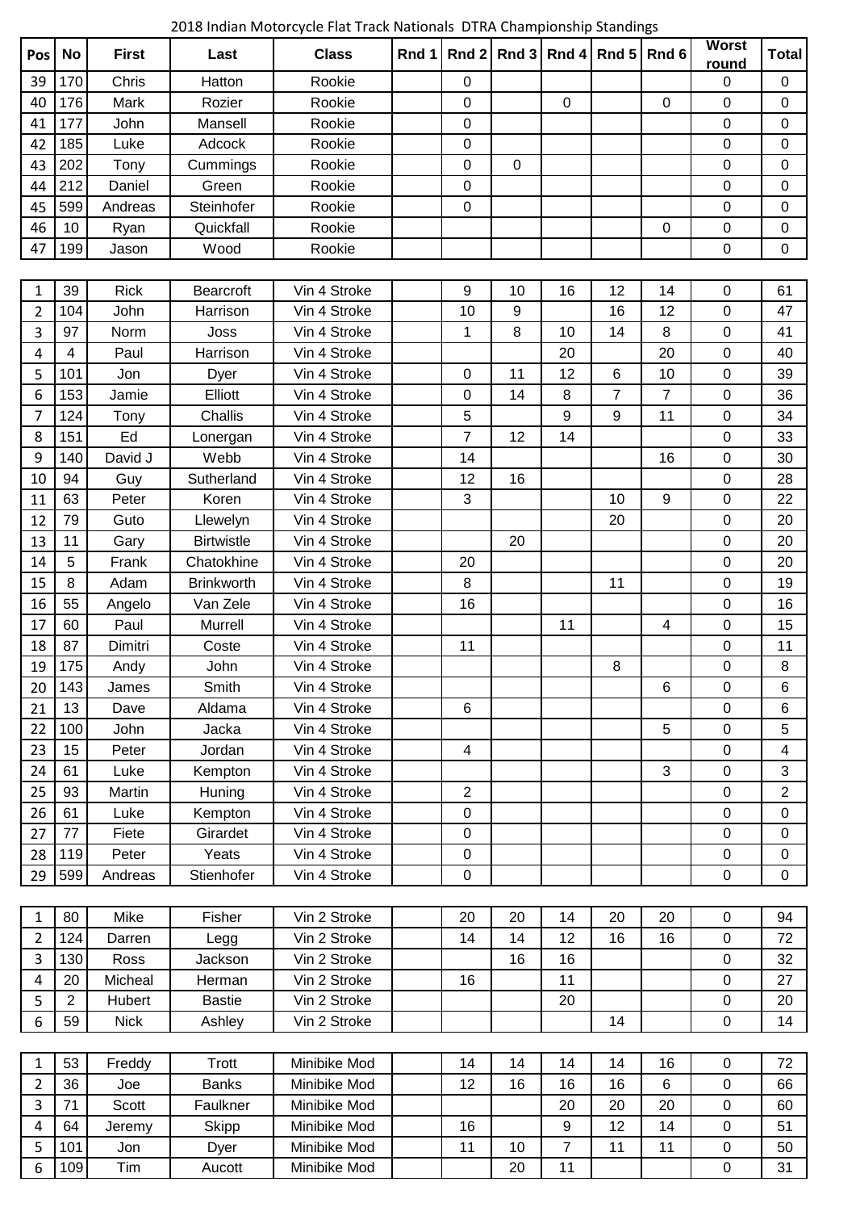2018 Indian Motorcycle Flat Track Nationals DTRA Championship Standings

| Pos | No | First | Last | Class | Rnd 1 | Rnd 2 | Rnd 3 | Rnd 4 | Rnd 5 | Rnd 6 | Worst round | Total |
|---|---|---|---|---|---|---|---|---|---|---|---|---|
| 39 | 170 | Chris | Hatton | Rookie | | 0 | | | | | 0 | 0 |
| 40 | 176 | Mark | Rozier | Rookie | | 0 | | 0 | | 0 | 0 | 0 |
| 41 | 177 | John | Mansell | Rookie | | 0 | | | | | 0 | 0 |
| 42 | 185 | Luke | Adcock | Rookie | | 0 | | | | | 0 | 0 |
| 43 | 202 | Tony | Cummings | Rookie | | 0 | 0 | | | | 0 | 0 |
| 44 | 212 | Daniel | Green | Rookie | | 0 | | | | | 0 | 0 |
| 45 | 599 | Andreas | Steinhofer | Rookie | | 0 | | | | | 0 | 0 |
| 46 | 10 | Ryan | Quickfall | Rookie | | | | | | 0 | 0 | 0 |
| 47 | 199 | Jason | Wood | Rookie | | | | | | | 0 | 0 |

| Pos | No | First | Last | Class | Rnd 1 | Rnd 2 | Rnd 3 | Rnd 4 | Rnd 5 | Rnd 6 | Worst round | Total |
|---|---|---|---|---|---|---|---|---|---|---|---|---|
| 1 | 39 | Rick | Bearcroft | Vin 4 Stroke | | 9 | 10 | 16 | 12 | 14 | 0 | 61 |
| 2 | 104 | John | Harrison | Vin 4 Stroke | | 10 | 9 | | 16 | 12 | 0 | 47 |
| 3 | 97 | Norm | Joss | Vin 4 Stroke | | 1 | 8 | 10 | 14 | 8 | 0 | 41 |
| 4 | 4 | Paul | Harrison | Vin 4 Stroke | | | | 20 | | 20 | 0 | 40 |
| 5 | 101 | Jon | Dyer | Vin 4 Stroke | | 0 | 11 | 12 | 6 | 10 | 0 | 39 |
| 6 | 153 | Jamie | Elliott | Vin 4 Stroke | | 0 | 14 | 8 | 7 | 7 | 0 | 36 |
| 7 | 124 | Tony | Challis | Vin 4 Stroke | | 5 | | 9 | 9 | 11 | 0 | 34 |
| 8 | 151 | Ed | Lonergan | Vin 4 Stroke | | 7 | 12 | 14 | | | 0 | 33 |
| 9 | 140 | David J | Webb | Vin 4 Stroke | | 14 | | | | 16 | 0 | 30 |
| 10 | 94 | Guy | Sutherland | Vin 4 Stroke | | 12 | 16 | | | | 0 | 28 |
| 11 | 63 | Peter | Koren | Vin 4 Stroke | | 3 | | | 10 | 9 | 0 | 22 |
| 12 | 79 | Guto | Llewelyn | Vin 4 Stroke | | | | | 20 | | 0 | 20 |
| 13 | 11 | Gary | Birtwistle | Vin 4 Stroke | | | 20 | | | | 0 | 20 |
| 14 | 5 | Frank | Chatokhine | Vin 4 Stroke | | 20 | | | | | 0 | 20 |
| 15 | 8 | Adam | Brinkworth | Vin 4 Stroke | | 8 | | | 11 | | 0 | 19 |
| 16 | 55 | Angelo | Van Zele | Vin 4 Stroke | | 16 | | | | | 0 | 16 |
| 17 | 60 | Paul | Murrell | Vin 4 Stroke | | | | 11 | | 4 | 0 | 15 |
| 18 | 87 | Dimitri | Coste | Vin 4 Stroke | | 11 | | | | | 0 | 11 |
| 19 | 175 | Andy | John | Vin 4 Stroke | | | | | 8 | | 0 | 8 |
| 20 | 143 | James | Smith | Vin 4 Stroke | | | | | | 6 | 0 | 6 |
| 21 | 13 | Dave | Aldama | Vin 4 Stroke | | 6 | | | | | 0 | 6 |
| 22 | 100 | John | Jacka | Vin 4 Stroke | | | | | | 5 | 0 | 5 |
| 23 | 15 | Peter | Jordan | Vin 4 Stroke | | 4 | | | | | 0 | 4 |
| 24 | 61 | Luke | Kempton | Vin 4 Stroke | | | | | | 3 | 0 | 3 |
| 25 | 93 | Martin | Huning | Vin 4 Stroke | | 2 | | | | | 0 | 2 |
| 26 | 61 | Luke | Kempton | Vin 4 Stroke | | 0 | | | | | 0 | 0 |
| 27 | 77 | Fiete | Girardet | Vin 4 Stroke | | 0 | | | | | 0 | 0 |
| 28 | 119 | Peter | Yeats | Vin 4 Stroke | | 0 | | | | | 0 | 0 |
| 29 | 599 | Andreas | Stienhofer | Vin 4 Stroke | | 0 | | | | | 0 | 0 |

| Pos | No | First | Last | Class | Rnd 1 | Rnd 2 | Rnd 3 | Rnd 4 | Rnd 5 | Rnd 6 | Worst round | Total |
|---|---|---|---|---|---|---|---|---|---|---|---|---|
| 1 | 80 | Mike | Fisher | Vin 2 Stroke | | 20 | 20 | 14 | 20 | 20 | 0 | 94 |
| 2 | 124 | Darren | Legg | Vin 2 Stroke | | 14 | 14 | 12 | 16 | 16 | 0 | 72 |
| 3 | 130 | Ross | Jackson | Vin 2 Stroke | | | 16 | 16 | | | 0 | 32 |
| 4 | 20 | Micheal | Herman | Vin 2 Stroke | | 16 | | 11 | | | 0 | 27 |
| 5 | 2 | Hubert | Bastie | Vin 2 Stroke | | | | 20 | | | 0 | 20 |
| 6 | 59 | Nick | Ashley | Vin 2 Stroke | | | | | 14 | | 0 | 14 |

| Pos | No | First | Last | Class | Rnd 1 | Rnd 2 | Rnd 3 | Rnd 4 | Rnd 5 | Rnd 6 | Worst round | Total |
|---|---|---|---|---|---|---|---|---|---|---|---|---|
| 1 | 53 | Freddy | Trott | Minibike Mod | | 14 | 14 | 14 | 14 | 16 | 0 | 72 |
| 2 | 36 | Joe | Banks | Minibike Mod | | 12 | 16 | 16 | 16 | 6 | 0 | 66 |
| 3 | 71 | Scott | Faulkner | Minibike Mod | | | | 20 | 20 | 20 | 0 | 60 |
| 4 | 64 | Jeremy | Skipp | Minibike Mod | | 16 | | 9 | 12 | 14 | 0 | 51 |
| 5 | 101 | Jon | Dyer | Minibike Mod | | 11 | 10 | 7 | 11 | 11 | 0 | 50 |
| 6 | 109 | Tim | Aucott | Minibike Mod | | | 20 | 11 | | | 0 | 31 |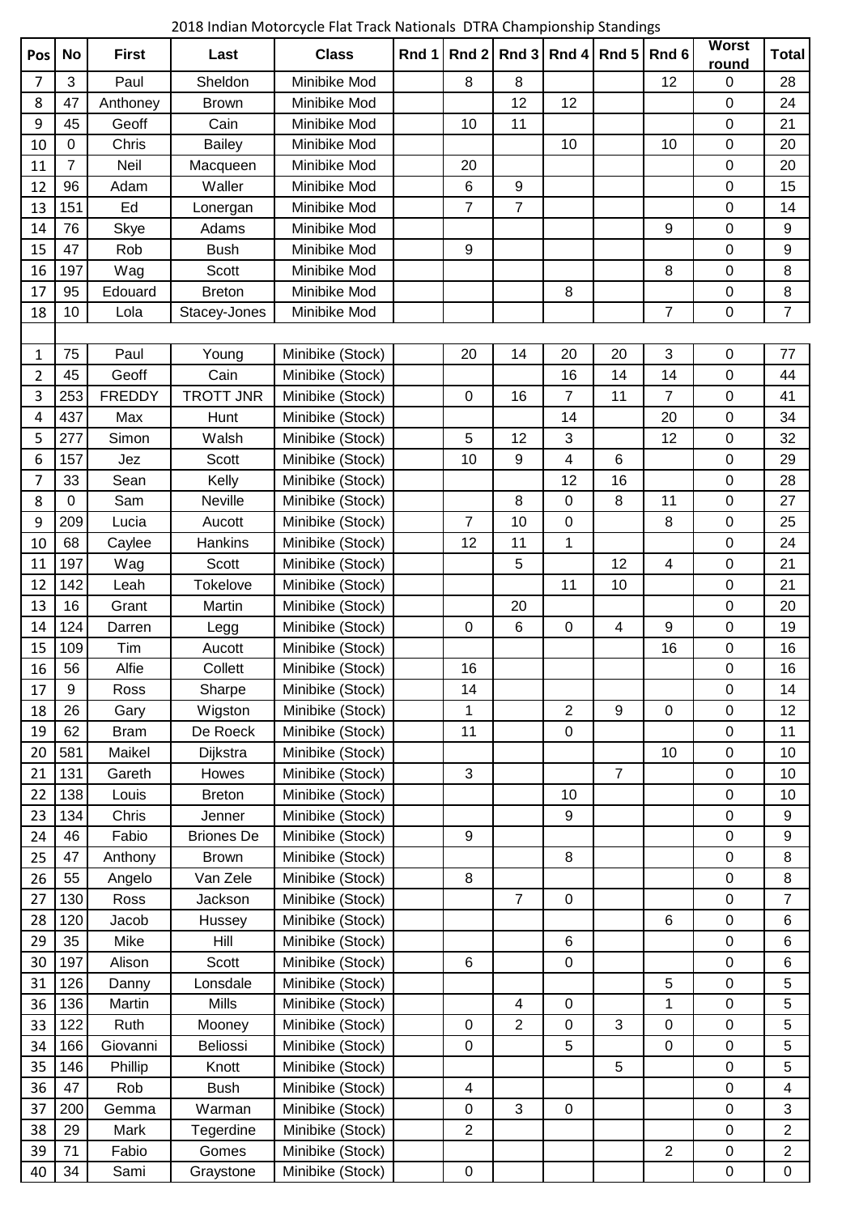2018 Indian Motorcycle Flat Track Nationals DTRA Championship Standings

| Pos | No | First | Last | Class | Rnd 1 | Rnd 2 | Rnd 3 | Rnd 4 | Rnd 5 | Rnd 6 | Worst round | Total |
|---|---|---|---|---|---|---|---|---|---|---|---|---|
| 7 | 3 | Paul | Sheldon | Minibike Mod | | 8 | 8 | | | 12 | 0 | 28 |
| 8 | 47 | Anthoney | Brown | Minibike Mod | | | 12 | 12 | | | 0 | 24 |
| 9 | 45 | Geoff | Cain | Minibike Mod | | 10 | 11 | | | | 0 | 21 |
| 10 | 0 | Chris | Bailey | Minibike Mod | | | | 10 | | 10 | 0 | 20 |
| 11 | 7 | Neil | Macqueen | Minibike Mod | | 20 | | | | | 0 | 20 |
| 12 | 96 | Adam | Waller | Minibike Mod | | 6 | 9 | | | | 0 | 15 |
| 13 | 151 | Ed | Lonergan | Minibike Mod | | 7 | 7 | | | | 0 | 14 |
| 14 | 76 | Skye | Adams | Minibike Mod | | | | | | 9 | 0 | 9 |
| 15 | 47 | Rob | Bush | Minibike Mod | | 9 | | | | | 0 | 9 |
| 16 | 197 | Wag | Scott | Minibike Mod | | | | | | 8 | 0 | 8 |
| 17 | 95 | Edouard | Breton | Minibike Mod | | | | 8 | | | 0 | 8 |
| 18 | 10 | Lola | Stacey-Jones | Minibike Mod | | | | | | 7 | 0 | 7 |
| | | | | | | | | | | | | |
| 1 | 75 | Paul | Young | Minibike (Stock) | | 20 | 14 | 20 | 20 | 3 | 0 | 77 |
| 2 | 45 | Geoff | Cain | Minibike (Stock) | | | | 16 | 14 | 14 | 0 | 44 |
| 3 | 253 | FREDDY | TROTT JNR | Minibike (Stock) | | 0 | 16 | 7 | 11 | 7 | 0 | 41 |
| 4 | 437 | Max | Hunt | Minibike (Stock) | | | | 14 | | 20 | 0 | 34 |
| 5 | 277 | Simon | Walsh | Minibike (Stock) | | 5 | 12 | 3 | | 12 | 0 | 32 |
| 6 | 157 | Jez | Scott | Minibike (Stock) | | 10 | 9 | 4 | 6 | | 0 | 29 |
| 7 | 33 | Sean | Kelly | Minibike (Stock) | | | | 12 | 16 | | 0 | 28 |
| 8 | 0 | Sam | Neville | Minibike (Stock) | | | 8 | 0 | 8 | 11 | 0 | 27 |
| 9 | 209 | Lucia | Aucott | Minibike (Stock) | | 7 | 10 | 0 | | 8 | 0 | 25 |
| 10 | 68 | Caylee | Hankins | Minibike (Stock) | | 12 | 11 | 1 | | | 0 | 24 |
| 11 | 197 | Wag | Scott | Minibike (Stock) | | | 5 | | 12 | 4 | 0 | 21 |
| 12 | 142 | Leah | Tokelove | Minibike (Stock) | | | | 11 | 10 | | 0 | 21 |
| 13 | 16 | Grant | Martin | Minibike (Stock) | | | 20 | | | | 0 | 20 |
| 14 | 124 | Darren | Legg | Minibike (Stock) | | 0 | 6 | 0 | 4 | 9 | 0 | 19 |
| 15 | 109 | Tim | Aucott | Minibike (Stock) | | | | | | 16 | 0 | 16 |
| 16 | 56 | Alfie | Collett | Minibike (Stock) | | 16 | | | | | 0 | 16 |
| 17 | 9 | Ross | Sharpe | Minibike (Stock) | | 14 | | | | | 0 | 14 |
| 18 | 26 | Gary | Wigston | Minibike (Stock) | | 1 | | 2 | 9 | 0 | 0 | 12 |
| 19 | 62 | Bram | De Roeck | Minibike (Stock) | | 11 | | 0 | | | 0 | 11 |
| 20 | 581 | Maikel | Dijkstra | Minibike (Stock) | | | | | | 10 | 0 | 10 |
| 21 | 131 | Gareth | Howes | Minibike (Stock) | | 3 | | | 7 | | 0 | 10 |
| 22 | 138 | Louis | Breton | Minibike (Stock) | | | | 10 | | | 0 | 10 |
| 23 | 134 | Chris | Jenner | Minibike (Stock) | | | | 9 | | | 0 | 9 |
| 24 | 46 | Fabio | Briones De | Minibike (Stock) | | 9 | | | | | 0 | 9 |
| 25 | 47 | Anthony | Brown | Minibike (Stock) | | | | 8 | | | 0 | 8 |
| 26 | 55 | Angelo | Van Zele | Minibike (Stock) | | 8 | | | | | 0 | 8 |
| 27 | 130 | Ross | Jackson | Minibike (Stock) | | | 7 | 0 | | | 0 | 7 |
| 28 | 120 | Jacob | Hussey | Minibike (Stock) | | | | | | 6 | 0 | 6 |
| 29 | 35 | Mike | Hill | Minibike (Stock) | | | | 6 | | | 0 | 6 |
| 30 | 197 | Alison | Scott | Minibike (Stock) | | 6 | | 0 | | | 0 | 6 |
| 31 | 126 | Danny | Lonsdale | Minibike (Stock) | | | | | | 5 | 0 | 5 |
| 36 | 136 | Martin | Mills | Minibike (Stock) | | | 4 | 0 | | 1 | 0 | 5 |
| 33 | 122 | Ruth | Mooney | Minibike (Stock) | | 0 | 2 | 0 | 3 | 0 | 0 | 5 |
| 34 | 166 | Giovanni | Beliossi | Minibike (Stock) | | 0 | | 5 | | 0 | 0 | 5 |
| 35 | 146 | Phillip | Knott | Minibike (Stock) | | | | | 5 | | 0 | 5 |
| 36 | 47 | Rob | Bush | Minibike (Stock) | | 4 | | | | | 0 | 4 |
| 37 | 200 | Gemma | Warman | Minibike (Stock) | | 0 | 3 | 0 | | | 0 | 3 |
| 38 | 29 | Mark | Tegerdine | Minibike (Stock) | | 2 | | | | | 0 | 2 |
| 39 | 71 | Fabio | Gomes | Minibike (Stock) | | | | | | 2 | 0 | 2 |
| 40 | 34 | Sami | Graystone | Minibike (Stock) | | 0 | | | | | 0 | 0 |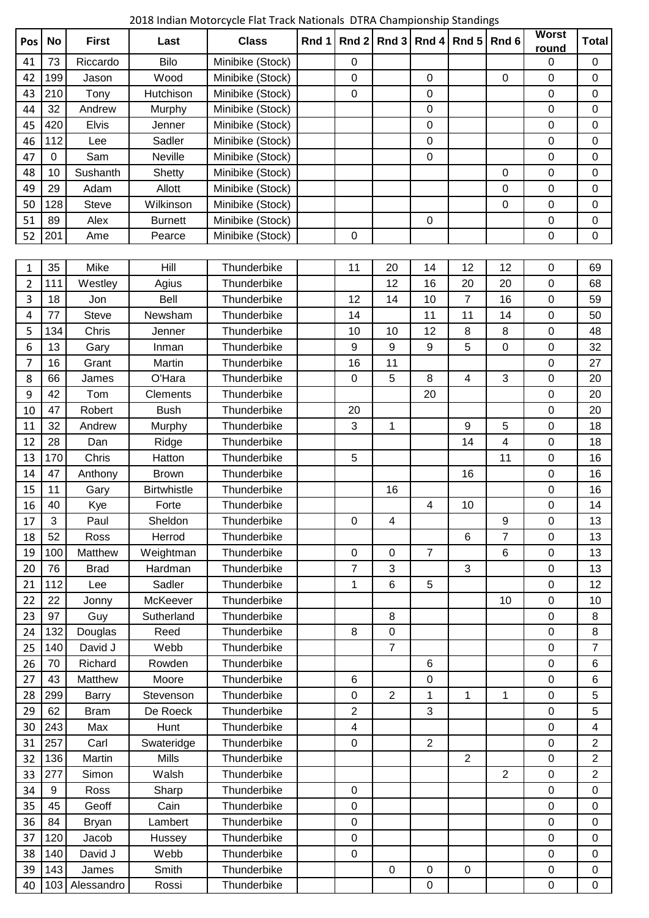2018 Indian Motorcycle Flat Track Nationals DTRA Championship Standings

| Pos | No | First | Last | Class | Rnd 1 | Rnd 2 | Rnd 3 | Rnd 4 | Rnd 5 | Rnd 6 | Worst round | Total |
|---|---|---|---|---|---|---|---|---|---|---|---|---|
| 41 | 73 | Riccardo | Bilo | Minibike (Stock) | | 0 | | | | | 0 | 0 |
| 42 | 199 | Jason | Wood | Minibike (Stock) | | 0 | | 0 | | 0 | 0 | 0 |
| 43 | 210 | Tony | Hutchison | Minibike (Stock) | | 0 | | 0 | | | 0 | 0 |
| 44 | 32 | Andrew | Murphy | Minibike (Stock) | | | | 0 | | | 0 | 0 |
| 45 | 420 | Elvis | Jenner | Minibike (Stock) | | | | 0 | | | 0 | 0 |
| 46 | 112 | Lee | Sadler | Minibike (Stock) | | | | 0 | | | 0 | 0 |
| 47 | 0 | Sam | Neville | Minibike (Stock) | | | | 0 | | | 0 | 0 |
| 48 | 10 | Sushanth | Shetty | Minibike (Stock) | | | | | | 0 | 0 | 0 |
| 49 | 29 | Adam | Allott | Minibike (Stock) | | | | | | 0 | 0 | 0 |
| 50 | 128 | Steve | Wilkinson | Minibike (Stock) | | | | | | 0 | 0 | 0 |
| 51 | 89 | Alex | Burnett | Minibike (Stock) | | | | 0 | | | 0 | 0 |
| 52 | 201 | Ame | Pearce | Minibike (Stock) | | 0 | | | | | 0 | 0 |

| Pos | No | First | Last | Class | Rnd 1 | Rnd 2 | Rnd 3 | Rnd 4 | Rnd 5 | Rnd 6 | Worst round | Total |
|---|---|---|---|---|---|---|---|---|---|---|---|---|
| 1 | 35 | Mike | Hill | Thunderbike | | 11 | 20 | 14 | 12 | 12 | 0 | 69 |
| 2 | 111 | Westley | Agius | Thunderbike | | | 12 | 16 | 20 | 20 | 0 | 68 |
| 3 | 18 | Jon | Bell | Thunderbike | | 12 | 14 | 10 | 7 | 16 | 0 | 59 |
| 4 | 77 | Steve | Newsham | Thunderbike | | 14 | | 11 | 11 | 14 | 0 | 50 |
| 5 | 134 | Chris | Jenner | Thunderbike | | 10 | 10 | 12 | 8 | 8 | 0 | 48 |
| 6 | 13 | Gary | Inman | Thunderbike | | 9 | 9 | 9 | 5 | 0 | 0 | 32 |
| 7 | 16 | Grant | Martin | Thunderbike | | 16 | 11 | | | | 0 | 27 |
| 8 | 66 | James | O'Hara | Thunderbike | | 0 | 5 | 8 | 4 | 3 | 0 | 20 |
| 9 | 42 | Tom | Clements | Thunderbike | | | | 20 | | | 0 | 20 |
| 10 | 47 | Robert | Bush | Thunderbike | | 20 | | | | | 0 | 20 |
| 11 | 32 | Andrew | Murphy | Thunderbike | | 3 | 1 | | 9 | 5 | 0 | 18 |
| 12 | 28 | Dan | Ridge | Thunderbike | | | | | 14 | 4 | 0 | 18 |
| 13 | 170 | Chris | Hatton | Thunderbike | | 5 | | | | 11 | 0 | 16 |
| 14 | 47 | Anthony | Brown | Thunderbike | | | | | 16 | | 0 | 16 |
| 15 | 11 | Gary | Birtwhistle | Thunderbike | | | 16 | | | | 0 | 16 |
| 16 | 40 | Kye | Forte | Thunderbike | | | | 4 | 10 | | 0 | 14 |
| 17 | 3 | Paul | Sheldon | Thunderbike | | 0 | 4 | | | 9 | 0 | 13 |
| 18 | 52 | Ross | Herrod | Thunderbike | | | | | 6 | 7 | 0 | 13 |
| 19 | 100 | Matthew | Weightman | Thunderbike | | 0 | 0 | 7 | | 6 | 0 | 13 |
| 20 | 76 | Brad | Hardman | Thunderbike | | 7 | 3 | | 3 | | 0 | 13 |
| 21 | 112 | Lee | Sadler | Thunderbike | | 1 | 6 | 5 | | | 0 | 12 |
| 22 | 22 | Jonny | McKeever | Thunderbike | | | | | | 10 | 0 | 10 |
| 23 | 97 | Guy | Sutherland | Thunderbike | | | 8 | | | | 0 | 8 |
| 24 | 132 | Douglas | Reed | Thunderbike | | 8 | 0 | | | | 0 | 8 |
| 25 | 140 | David J | Webb | Thunderbike | | | 7 | | | | 0 | 7 |
| 26 | 70 | Richard | Rowden | Thunderbike | | | | 6 | | | 0 | 6 |
| 27 | 43 | Matthew | Moore | Thunderbike | | 6 | | 0 | | | 0 | 6 |
| 28 | 299 | Barry | Stevenson | Thunderbike | | 0 | 2 | 1 | 1 | 1 | 0 | 5 |
| 29 | 62 | Bram | De Roeck | Thunderbike | | 2 | | 3 | | | 0 | 5 |
| 30 | 243 | Max | Hunt | Thunderbike | | 4 | | | | | 0 | 4 |
| 31 | 257 | Carl | Swateridge | Thunderbike | | 0 | | 2 | | | 0 | 2 |
| 32 | 136 | Martin | Mills | Thunderbike | | | | | 2 | | 0 | 2 |
| 33 | 277 | Simon | Walsh | Thunderbike | | | | | | 2 | 0 | 2 |
| 34 | 9 | Ross | Sharp | Thunderbike | | 0 | | | | | 0 | 0 |
| 35 | 45 | Geoff | Cain | Thunderbike | | 0 | | | | | 0 | 0 |
| 36 | 84 | Bryan | Lambert | Thunderbike | | 0 | | | | | 0 | 0 |
| 37 | 120 | Jacob | Hussey | Thunderbike | | 0 | | | | | 0 | 0 |
| 38 | 140 | David J | Webb | Thunderbike | | 0 | | | | | 0 | 0 |
| 39 | 143 | James | Smith | Thunderbike | | | 0 | 0 | 0 | | 0 | 0 |
| 40 | 103 | Alessandro | Rossi | Thunderbike | | | | 0 | | | 0 | 0 |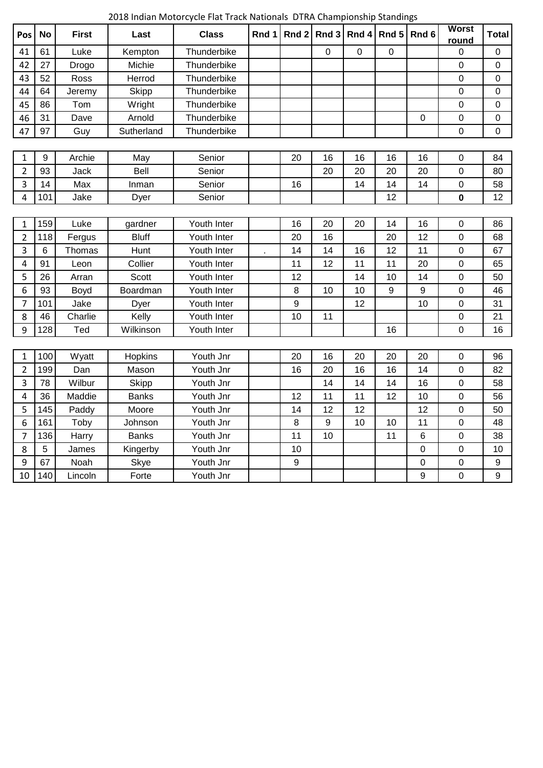2018 Indian Motorcycle Flat Track Nationals DTRA Championship Standings

| Pos | No | First | Last | Class | Rnd 1 | Rnd 2 | Rnd 3 | Rnd 4 | Rnd 5 | Rnd 6 | Worst round | Total |
|---|---|---|---|---|---|---|---|---|---|---|---|---|
| 41 | 61 | Luke | Kempton | Thunderbike | | | 0 | 0 | 0 | | 0 | 0 |
| 42 | 27 | Drogo | Michie | Thunderbike | | | | | | | 0 | 0 |
| 43 | 52 | Ross | Herrod | Thunderbike | | | | | | | 0 | 0 |
| 44 | 64 | Jeremy | Skipp | Thunderbike | | | | | | | 0 | 0 |
| 45 | 86 | Tom | Wright | Thunderbike | | | | | | | 0 | 0 |
| 46 | 31 | Dave | Arnold | Thunderbike | | | | | | 0 | 0 | 0 |
| 47 | 97 | Guy | Sutherland | Thunderbike | | | | | | | 0 | 0 |
| | | | | | | | | | | | | |
| 1 | 9 | Archie | May | Senior | | 20 | 16 | 16 | 16 | 16 | 0 | 84 |
| 2 | 93 | Jack | Bell | Senior | | | 20 | 20 | 20 | 20 | 0 | 80 |
| 3 | 14 | Max | Inman | Senior | | 16 | | 14 | 14 | 14 | 0 | 58 |
| 4 | 101 | Jake | Dyer | Senior | | | | | 12 | | **0** | 12 |
| | | | | | | | | | | | | |
| 1 | 159 | Luke | gardner | Youth Inter | | 16 | 20 | 20 | 14 | 16 | 0 | 86 |
| 2 | 118 | Fergus | Bluff | Youth Inter | | 20 | 16 | | 20 | 12 | 0 | 68 |
| 3 | 6 | Thomas | Hunt | Youth Inter | . | 14 | 14 | 16 | 12 | 11 | 0 | 67 |
| 4 | 91 | Leon | Collier | Youth Inter | | 11 | 12 | 11 | 11 | 20 | 0 | 65 |
| 5 | 26 | Arran | Scott | Youth Inter | | 12 | | 14 | 10 | 14 | 0 | 50 |
| 6 | 93 | Boyd | Boardman | Youth Inter | | 8 | 10 | 10 | 9 | 9 | 0 | 46 |
| 7 | 101 | Jake | Dyer | Youth Inter | | 9 | | 12 | | 10 | 0 | 31 |
| 8 | 46 | Charlie | Kelly | Youth Inter | | 10 | 11 | | | | 0 | 21 |
| 9 | 128 | Ted | Wilkinson | Youth Inter | | | | | 16 | | 0 | 16 |
| | | | | | | | | | | | | |
| 1 | 100 | Wyatt | Hopkins | Youth Jnr | | 20 | 16 | 20 | 20 | 20 | 0 | 96 |
| 2 | 199 | Dan | Mason | Youth Jnr | | 16 | 20 | 16 | 16 | 14 | 0 | 82 |
| 3 | 78 | Wilbur | Skipp | Youth Jnr | | | 14 | 14 | 14 | 16 | 0 | 58 |
| 4 | 36 | Maddie | Banks | Youth Jnr | | 12 | 11 | 11 | 12 | 10 | 0 | 56 |
| 5 | 145 | Paddy | Moore | Youth Jnr | | 14 | 12 | 12 | | 12 | 0 | 50 |
| 6 | 161 | Toby | Johnson | Youth Jnr | | 8 | 9 | 10 | 10 | 11 | 0 | 48 |
| 7 | 136 | Harry | Banks | Youth Jnr | | 11 | 10 | | 11 | 6 | 0 | 38 |
| 8 | 5 | James | Kingerby | Youth Jnr | | 10 | | | | 0 | 0 | 10 |
| 9 | 67 | Noah | Skye | Youth Jnr | | 9 | | | | 0 | 0 | 9 |
| 10 | 140 | Lincoln | Forte | Youth Jnr | | | | | | 9 | 0 | 9 |